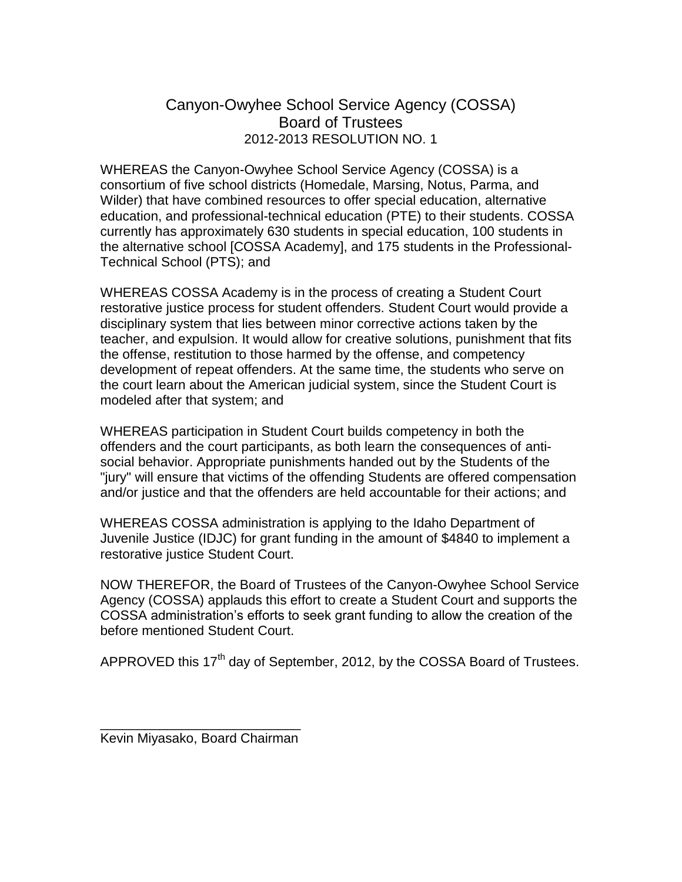# Canyon-Owyhee School Service Agency (COSSA)
## Board of Trustees
### 2012-2013 RESOLUTION NO. 1

WHEREAS the Canyon-Owyhee School Service Agency (COSSA) is a consortium of five school districts (Homedale, Marsing, Notus, Parma, and Wilder) that have combined resources to offer special education, alternative education, and professional-technical education (PTE) to their students. COSSA currently has approximately 630 students in special education, 100 students in the alternative school [COSSA Academy], and 175 students in the Professional-Technical School (PTS); and

WHEREAS COSSA Academy is in the process of creating a Student Court restorative justice process for student offenders. Student Court would provide a disciplinary system that lies between minor corrective actions taken by the teacher, and expulsion. It would allow for creative solutions, punishment that fits the offense, restitution to those harmed by the offense, and competency development of repeat offenders. At the same time, the students who serve on the court learn about the American judicial system, since the Student Court is modeled after that system; and

WHEREAS participation in Student Court builds competency in both the offenders and the court participants, as both learn the consequences of anti-social behavior. Appropriate punishments handed out by the Students of the "jury" will ensure that victims of the offending Students are offered compensation and/or justice and that the offenders are held accountable for their actions; and

WHEREAS COSSA administration is applying to the Idaho Department of Juvenile Justice (IDJC) for grant funding in the amount of $4840 to implement a restorative justice Student Court.

NOW THEREFOR, the Board of Trustees of the Canyon-Owyhee School Service Agency (COSSA) applauds this effort to create a Student Court and supports the COSSA administration's efforts to seek grant funding to allow the creation of the before mentioned Student Court.

APPROVED this 17th day of September, 2012, by the COSSA Board of Trustees.

\_\_\_\_\_\_\_\_\_\_\_\_\_\_\_\_\_\_\_\_\_\_\_\_\_\_\_\_

Kevin Miyasako, Board Chairman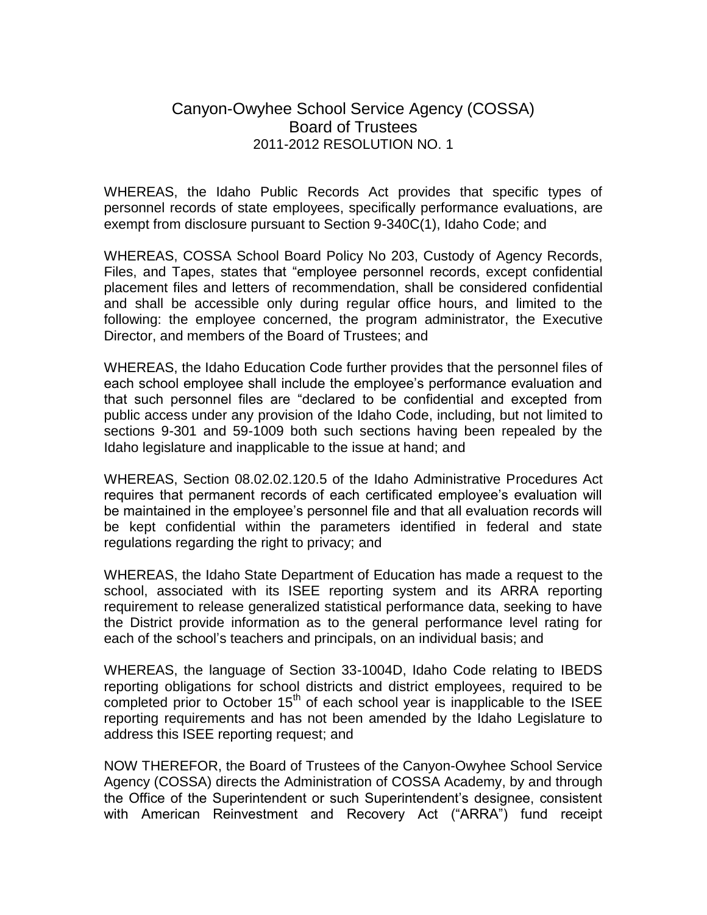Canyon-Owyhee School Service Agency (COSSA)
Board of Trustees
2011-2012 RESOLUTION NO. 1

WHEREAS, the Idaho Public Records Act provides that specific types of personnel records of state employees, specifically performance evaluations, are exempt from disclosure pursuant to Section 9-340C(1), Idaho Code; and

WHEREAS, COSSA School Board Policy No 203, Custody of Agency Records, Files, and Tapes, states that "employee personnel records, except confidential placement files and letters of recommendation, shall be considered confidential and shall be accessible only during regular office hours, and limited to the following: the employee concerned, the program administrator, the Executive Director, and members of the Board of Trustees; and

WHEREAS, the Idaho Education Code further provides that the personnel files of each school employee shall include the employee's performance evaluation and that such personnel files are "declared to be confidential and excepted from public access under any provision of the Idaho Code, including, but not limited to sections 9-301 and 59-1009 both such sections having been repealed by the Idaho legislature and inapplicable to the issue at hand; and

WHEREAS, Section 08.02.02.120.5 of the Idaho Administrative Procedures Act requires that permanent records of each certificated employee's evaluation will be maintained in the employee's personnel file and that all evaluation records will be kept confidential within the parameters identified in federal and state regulations regarding the right to privacy; and

WHEREAS, the Idaho State Department of Education has made a request to the school, associated with its ISEE reporting system and its ARRA reporting requirement to release generalized statistical performance data, seeking to have the District provide information as to the general performance level rating for each of the school's teachers and principals, on an individual basis; and

WHEREAS, the language of Section 33-1004D, Idaho Code relating to IBEDS reporting obligations for school districts and district employees, required to be completed prior to October 15th of each school year is inapplicable to the ISEE reporting requirements and has not been amended by the Idaho Legislature to address this ISEE reporting request; and

NOW THEREFOR, the Board of Trustees of the Canyon-Owyhee School Service Agency (COSSA) directs the Administration of COSSA Academy, by and through the Office of the Superintendent or such Superintendent's designee, consistent with American Reinvestment and Recovery Act ("ARRA") fund receipt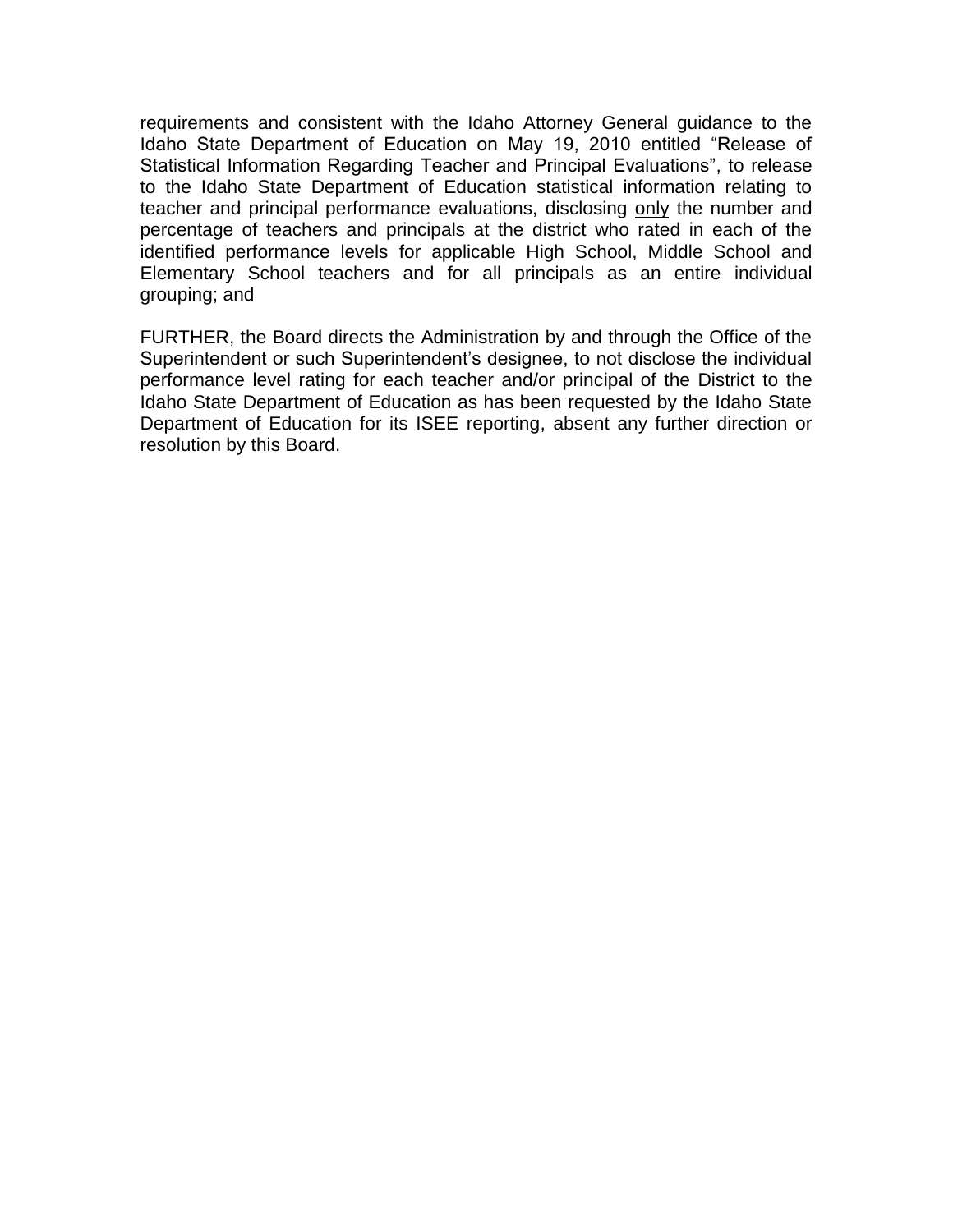requirements and consistent with the Idaho Attorney General guidance to the Idaho State Department of Education on May 19, 2010 entitled "Release of Statistical Information Regarding Teacher and Principal Evaluations", to release to the Idaho State Department of Education statistical information relating to teacher and principal performance evaluations, disclosing <u>only</u> the number and percentage of teachers and principals at the district who rated in each of the identified performance levels for applicable High School, Middle School and Elementary School teachers and for all principals as an entire individual grouping; and

FURTHER, the Board directs the Administration by and through the Office of the Superintendent or such Superintendent's designee, to not disclose the individual performance level rating for each teacher and/or principal of the District to the Idaho State Department of Education as has been requested by the Idaho State Department of Education for its ISEE reporting, absent any further direction or resolution by this Board.